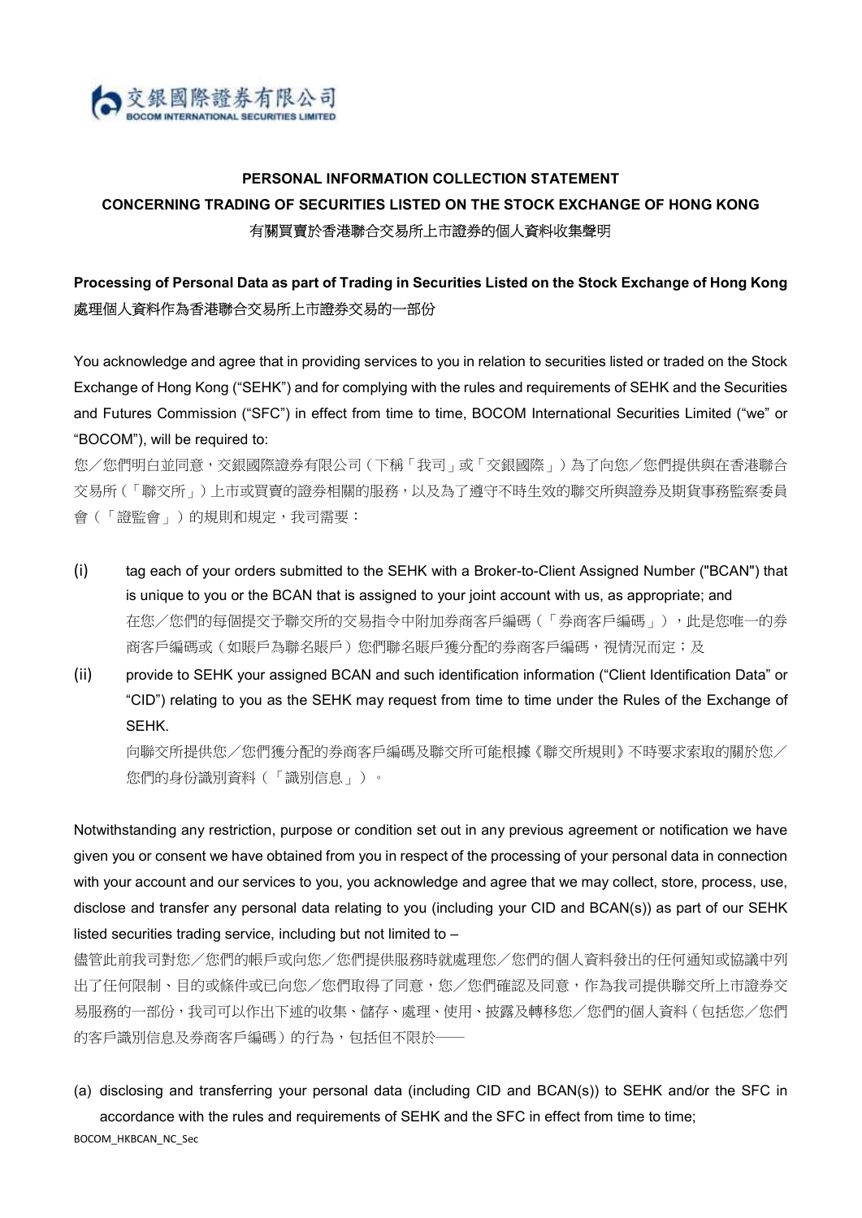交銀國際證券有限公司
BOCOM INTERNATIONAL SECURITIES LIMITED

# PERSONAL INFORMATION COLLECTION STATEMENT
# CONCERNING TRADING OF SECURITIES LISTED ON THE STOCK EXCHANGE OF HONG KONG
# 有關買賣於香港聯合交易所上市證券的個人資料收集聲明

## Processing of Personal Data as part of Trading in Securities Listed on the Stock Exchange of Hong Kong
## 處理個人資料作為香港聯合交易所上市證券交易的一部份

You acknowledge and agree that in providing services to you in relation to securities listed or traded on the Stock Exchange of Hong Kong ("SEHK") and for complying with the rules and requirements of SEHK and the Securities and Futures Commission ("SFC") in effect from time to time, BOCOM International Securities Limited ("we" or "BOCOM"), will be required to:

您／您們明白並同意，交銀國際證券有限公司（下稱「我司」或「交銀國際」）為了向您／您們提供與在香港聯合交易所（「聯交所」）上市或買賣的證券相關的服務，以及為了遵守不時生效的聯交所與證券及期貨事務監察委員會（「證監會」）的規則和規定，我司需要：

(i) tag each of your orders submitted to the SEHK with a Broker-to-Client Assigned Number ("BCAN") that is unique to you or the BCAN that is assigned to your joint account with us, as appropriate; and
在您／您們的每個提交予聯交所的交易指令中附加券商客戶編碼（「券商客戶編碼」），此是您唯一的券商客戶編碼或（如賬戶為聯名賬戶）您們聯名賬戶獲分配的券商客戶編碼，視情況而定；及

(ii) provide to SEHK your assigned BCAN and such identification information ("Client Identification Data" or "CID") relating to you as the SEHK may request from time to time under the Rules of the Exchange of SEHK.
向聯交所提供您／您們獲分配的券商客戶編碼及聯交所可能根據《聯交所規則》不時要求索取的關於您／您們的身份識別資料（「識別信息」）。

Notwithstanding any restriction, purpose or condition set out in any previous agreement or notification we have given you or consent we have obtained from you in respect of the processing of your personal data in connection with your account and our services to you, you acknowledge and agree that we may collect, store, process, use, disclose and transfer any personal data relating to you (including your CID and BCAN(s)) as part of our SEHK listed securities trading service, including but not limited to –

儘管此前我司對您／您們的帳戶或向您／您們提供服務時就處理您／您們的個人資料發出的任何通知或協議中列出了任何限制、目的或條件或已向您／您們取得了同意，您／您們確認及同意，作為我司提供聯交所上市證券交易服務的一部份，我司可以作出下述的收集、儲存、處理、使用、披露及轉移您／您們的個人資料（包括您／您們的客戶識別信息及券商客戶編碼）的行為，包括但不限於——

(a) disclosing and transferring your personal data (including CID and BCAN(s)) to SEHK and/or the SFC in accordance with the rules and requirements of SEHK and the SFC in effect from time to time;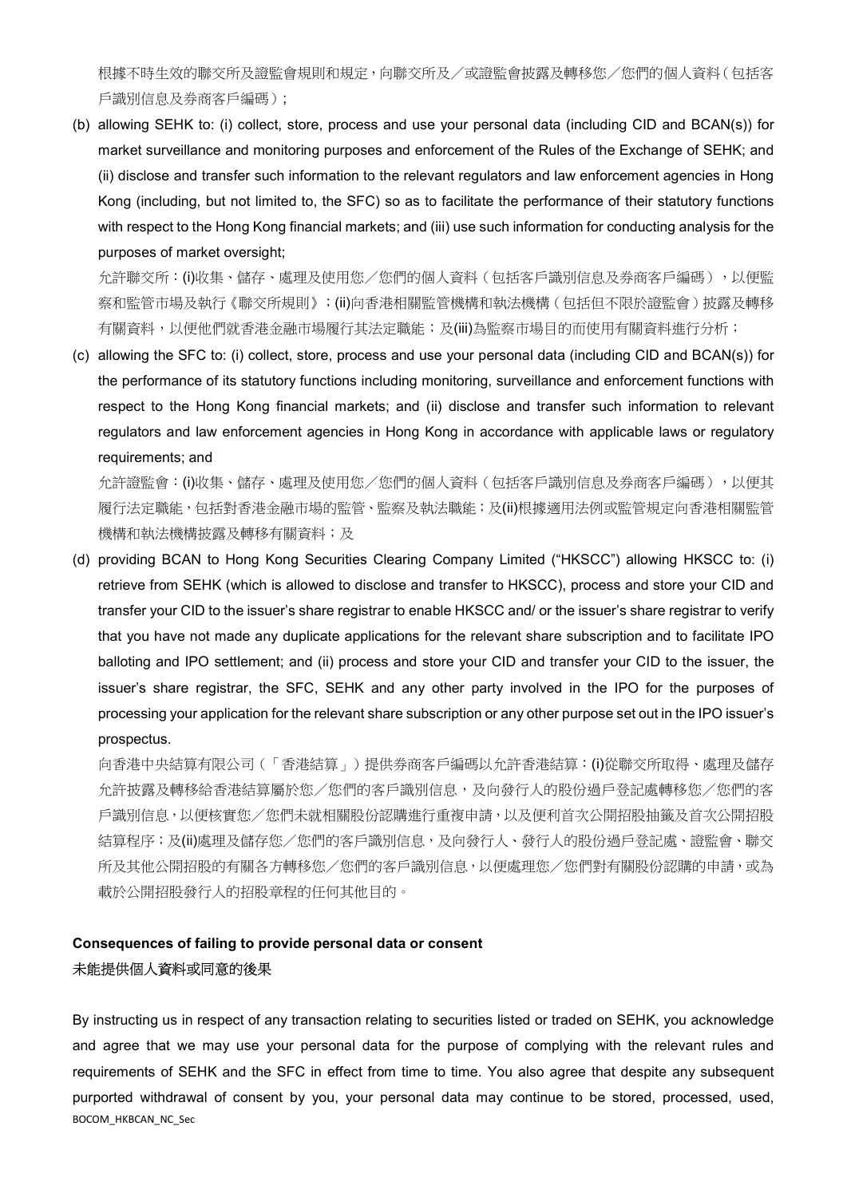根據不時生效的聯交所及證監會規則和規定，向聯交所及／或證監會披露及轉移您／您們的個人資料（包括客戶識別信息及券商客戶編碼）；

(b) allowing SEHK to: (i) collect, store, process and use your personal data (including CID and BCAN(s)) for market surveillance and monitoring purposes and enforcement of the Rules of the Exchange of SEHK; and (ii) disclose and transfer such information to the relevant regulators and law enforcement agencies in Hong Kong (including, but not limited to, the SFC) so as to facilitate the performance of their statutory functions with respect to the Hong Kong financial markets; and (iii) use such information for conducting analysis for the purposes of market oversight;

允許聯交所：(i)收集、儲存、處理及使用您／您們的個人資料（包括客戶識別信息及券商客戶編碼），以便監察和監管市場及執行《聯交所規則》；(ii)向香港相關監管機構和執法機構（包括但不限於證監會）披露及轉移有關資料，以便他們就香港金融市場履行其法定職能；及(iii)為監察市場目的而使用有關資料進行分析；

(c) allowing the SFC to: (i) collect, store, process and use your personal data (including CID and BCAN(s)) for the performance of its statutory functions including monitoring, surveillance and enforcement functions with respect to the Hong Kong financial markets; and (ii) disclose and transfer such information to relevant regulators and law enforcement agencies in Hong Kong in accordance with applicable laws or regulatory requirements; and

允許證監會：(i)收集、儲存、處理及使用您／您們的個人資料（包括客戶識別信息及券商客戶編碼），以便其履行法定職能，包括對香港金融市場的監管、監察及執法職能；及(ii)根據適用法例或監管規定向香港相關監管機構和執法機構披露及轉移有關資料；及

(d) providing BCAN to Hong Kong Securities Clearing Company Limited ("HKSCC") allowing HKSCC to: (i) retrieve from SEHK (which is allowed to disclose and transfer to HKSCC), process and store your CID and transfer your CID to the issuer's share registrar to enable HKSCC and/ or the issuer's share registrar to verify that you have not made any duplicate applications for the relevant share subscription and to facilitate IPO balloting and IPO settlement; and (ii) process and store your CID and transfer your CID to the issuer, the issuer's share registrar, the SFC, SEHK and any other party involved in the IPO for the purposes of processing your application for the relevant share subscription or any other purpose set out in the IPO issuer's prospectus.

向香港中央結算有限公司（「香港結算」）提供券商客戶編碼以允許香港結算：(i)從聯交所取得、處理及儲存允許披露及轉移給香港結算屬於您／您們的客戶識別信息，及向發行人的股份過戶登記處轉移您／您們的客戶識別信息，以便核實您／您們未就相關股份認購進行重複申請，以及便利首次公開招股抽籤及首次公開招股結算程序；及(ii)處理及儲存您／您們的客戶識別信息，及向發行人、發行人的股份過戶登記處、證監會、聯交所及其他公開招股的有關各方轉移您／您們的客戶識別信息，以便處理您／您們對有關股份認購的申請，或為載於公開招股發行人的招股章程的任何其他目的。

**Consequences of failing to provide personal data or consent**

**未能提供個人資料或同意的後果**

By instructing us in respect of any transaction relating to securities listed or traded on SEHK, you acknowledge and agree that we may use your personal data for the purpose of complying with the relevant rules and requirements of SEHK and the SFC in effect from time to time. You also agree that despite any subsequent purported withdrawal of consent by you, your personal data may continue to be stored, processed, used,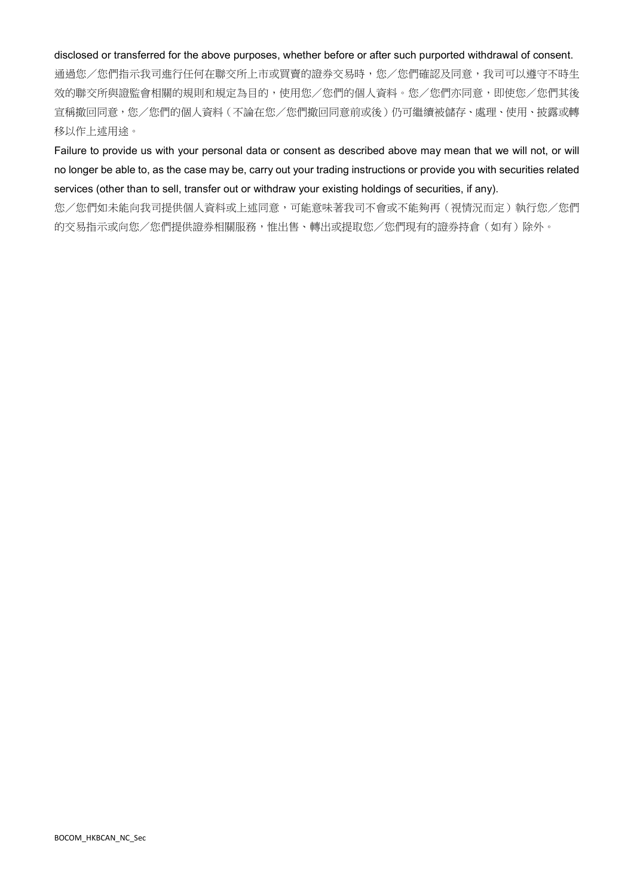disclosed or transferred for the above purposes, whether before or after such purported withdrawal of consent.

通過您／您們指示我司進行任何在聯交所上市或買賣的證券交易時，您／您們確認及同意，我司可以遵守不時生效的聯交所與證監會相關的規則和規定為目的，使用您／您們的個人資料。您／您們亦同意，即使您／您們其後宣稱撤回同意，您／您們的個人資料（不論在您／您們撤回同意前或後）仍可繼續被儲存、處理、使用、披露或轉移以作上述用途。

Failure to provide us with your personal data or consent as described above may mean that we will not, or will no longer be able to, as the case may be, carry out your trading instructions or provide you with securities related services (other than to sell, transfer out or withdraw your existing holdings of securities, if any).

您／您們如未能向我司提供個人資料或上述同意，可能意味著我司不會或不能夠再（視情況而定）執行您／您們的交易指示或向您／您們提供證券相關服務，惟出售、轉出或提取您／您們現有的證券持倉（如有）除外。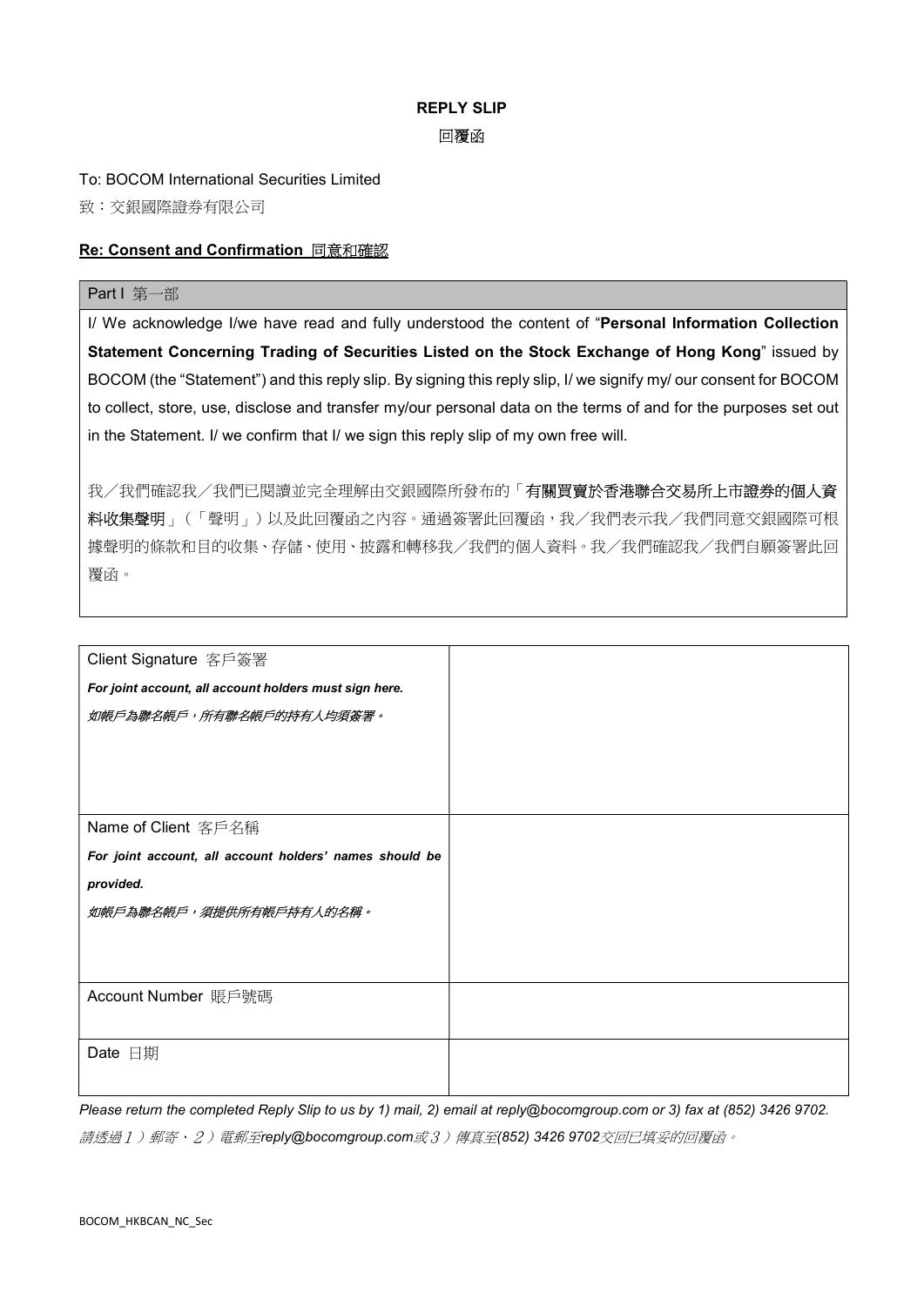# REPLY SLIP

# 回覆函

To: BOCOM International Securities Limited

致：交銀國際證券有限公司

**Re: Consent and Confirmation 同意和確認**

| Part I 第一部 |
|---|
| I/ We acknowledge I/we have read and fully understood the content of "**Personal Information Collection Statement Concerning Trading of Securities Listed on the Stock Exchange of Hong Kong**" issued by BOCOM (the "Statement") and this reply slip. By signing this reply slip, I/ we signify my/ our consent for BOCOM to collect, store, use, disclose and transfer my/our personal data on the terms of and for the purposes set out in the Statement. I/ we confirm that I/ we sign this reply slip of my own free will.<br><br>我／我們確認我／我們已閱讀並完全理解由交銀國際所發布的「**有關買賣於香港聯合交易所上市證券的個人資料收集聲明**」（「聲明」）以及此回覆函之內容。通過簽署此回覆函，我／我們表示我／我們同意交銀國際可根據聲明的條款和目的收集、存儲、使用、披露和轉移我／我們的個人資料。我／我們確認我／我們自願簽署此回覆函。 |

| | |
|---|---|
| Client Signature 客戶簽署<br>***For joint account, all account holders must sign here.***<br>***如帳戶為聯名帳戶，所有聯名帳戶的持有人均須簽署。*** | |
| Name of Client 客戶名稱<br>***For joint account, all account holders' names should be provided.***<br>***如帳戶為聯名帳戶，須提供所有帳戶持有人的名稱。*** | |
| Account Number 賬戶號碼 | |
| Date 日期 | |

*Please return the completed Reply Slip to us by 1) mail, 2) email at reply@bocomgroup.com or 3) fax at (852) 3426 9702.*

*請透過１）郵寄、２）電郵至reply@bocomgroup.com或３）傳真至(852) 3426 9702交回已填妥的回覆函。*

BOCOM_HKBCAN_NC_Sec